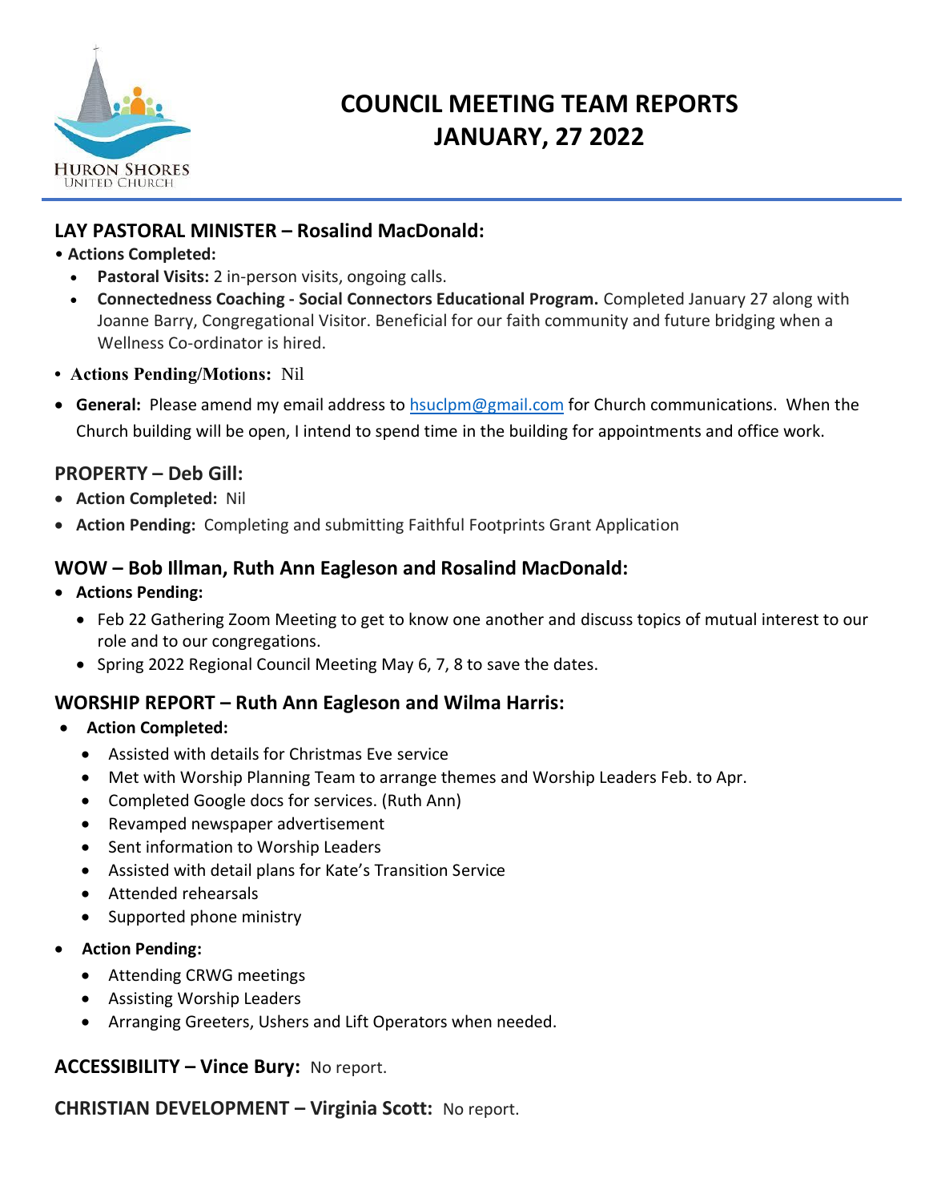# COUNCIL MEETING TEAM REPORTS
# JANUARY, 27 2022

## LAY PASTORAL MINISTER – Rosalind MacDonald:

- **Actions Completed:**
  - **Pastoral Visits:** 2 in-person visits, ongoing calls.
  - **Connectedness Coaching - Social Connectors Educational Program.** Completed January 27 along with Joanne Barry, Congregational Visitor. Beneficial for our faith community and future bridging when a Wellness Co-ordinator is hired.
- **Actions Pending/Motions:** Nil
- **General:** Please amend my email address to hsuclpm@gmail.com for Church communications. When the Church building will be open, I intend to spend time in the building for appointments and office work.

## PROPERTY – Deb Gill:

- **Action Completed:** Nil
- **Action Pending:** Completing and submitting Faithful Footprints Grant Application

## WOW – Bob Illman, Ruth Ann Eagleson and Rosalind MacDonald:

- **Actions Pending:**
  - Feb 22 Gathering Zoom Meeting to get to know one another and discuss topics of mutual interest to our role and to our congregations.
  - Spring 2022 Regional Council Meeting May 6, 7, 8 to save the dates.

## WORSHIP REPORT – Ruth Ann Eagleson and Wilma Harris:

- **Action Completed:**
  - Assisted with details for Christmas Eve service
  - Met with Worship Planning Team to arrange themes and Worship Leaders Feb. to Apr.
  - Completed Google docs for services. (Ruth Ann)
  - Revamped newspaper advertisement
  - Sent information to Worship Leaders
  - Assisted with detail plans for Kate's Transition Service
  - Attended rehearsals
  - Supported phone ministry
- **Action Pending:**
  - Attending CRWG meetings
  - Assisting Worship Leaders
  - Arranging Greeters, Ushers and Lift Operators when needed.

## ACCESSIBILITY – Vince Bury: No report.

## CHRISTIAN DEVELOPMENT – Virginia Scott: No report.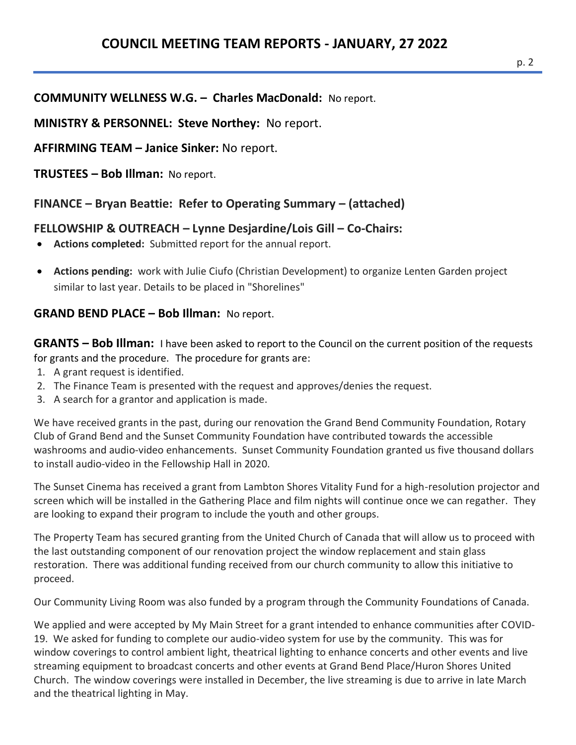**COMMUNITY WELLNESS W.G. – Charles MacDonald:** No report.

**MINISTRY & PERSONNEL: Steve Northey:** No report.

**AFFIRMING TEAM – Janice Sinker:** No report.

**TRUSTEES – Bob Illman:** No report.

**FINANCE – Bryan Beattie: Refer to Operating Summary – (attached)**

**FELLOWSHIP & OUTREACH – Lynne Desjardine/Lois Gill – Co-Chairs:**

- **Actions completed:** Submitted report for the annual report.
- **Actions pending:** work with Julie Ciufo (Christian Development) to organize Lenten Garden project similar to last year. Details to be placed in "Shorelines"

**GRAND BEND PLACE – Bob Illman:** No report.

**GRANTS – Bob Illman:** I have been asked to report to the Council on the current position of the requests for grants and the procedure. The procedure for grants are:

1. A grant request is identified.
2. The Finance Team is presented with the request and approves/denies the request.
3. A search for a grantor and application is made.

We have received grants in the past, during our renovation the Grand Bend Community Foundation, Rotary Club of Grand Bend and the Sunset Community Foundation have contributed towards the accessible washrooms and audio-video enhancements. Sunset Community Foundation granted us five thousand dollars to install audio-video in the Fellowship Hall in 2020.

The Sunset Cinema has received a grant from Lambton Shores Vitality Fund for a high-resolution projector and screen which will be installed in the Gathering Place and film nights will continue once we can regather. They are looking to expand their program to include the youth and other groups.

The Property Team has secured granting from the United Church of Canada that will allow us to proceed with the last outstanding component of our renovation project the window replacement and stain glass restoration. There was additional funding received from our church community to allow this initiative to proceed.

Our Community Living Room was also funded by a program through the Community Foundations of Canada.

We applied and were accepted by My Main Street for a grant intended to enhance communities after COVID-19. We asked for funding to complete our audio-video system for use by the community. This was for window coverings to control ambient light, theatrical lighting to enhance concerts and other events and live streaming equipment to broadcast concerts and other events at Grand Bend Place/Huron Shores United Church. The window coverings were installed in December, the live streaming is due to arrive in late March and the theatrical lighting in May.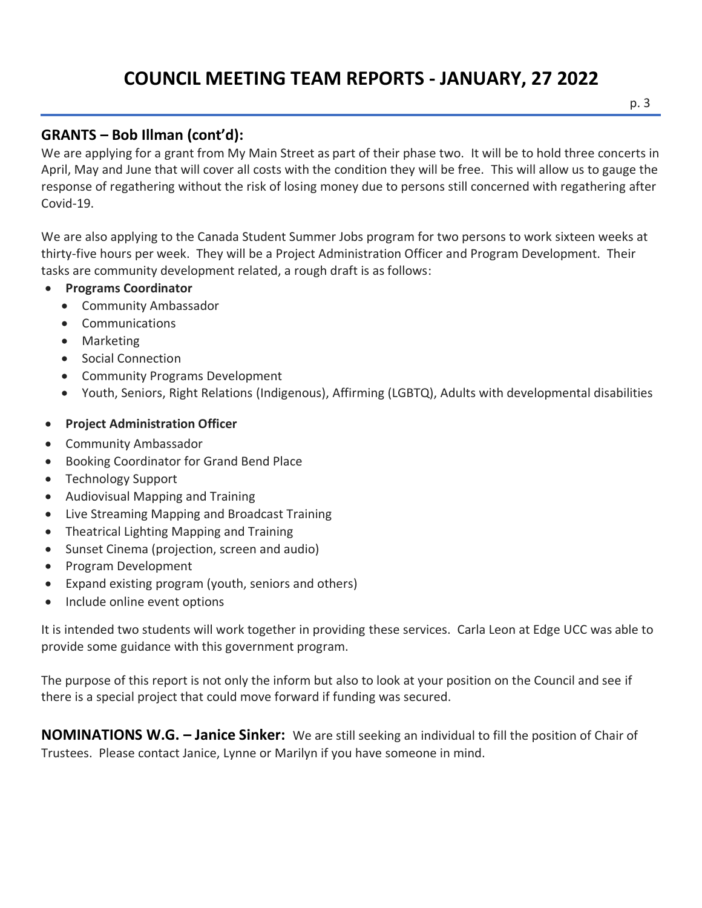# COUNCIL MEETING TEAM REPORTS - JANUARY, 27 2022

## GRANTS – Bob Illman (cont'd):

We are applying for a grant from My Main Street as part of their phase two. It will be to hold three concerts in April, May and June that will cover all costs with the condition they will be free. This will allow us to gauge the response of regathering without the risk of losing money due to persons still concerned with regathering after Covid-19.

We are also applying to the Canada Student Summer Jobs program for two persons to work sixteen weeks at thirty-five hours per week. They will be a Project Administration Officer and Program Development. Their tasks are community development related, a rough draft is as follows:

- **Programs Coordinator**
  - Community Ambassador
  - Communications
  - Marketing
  - Social Connection
  - Community Programs Development
  - Youth, Seniors, Right Relations (Indigenous), Affirming (LGBTQ), Adults with developmental disabilities

- **Project Administration Officer**
- Community Ambassador
- Booking Coordinator for Grand Bend Place
- Technology Support
- Audiovisual Mapping and Training
- Live Streaming Mapping and Broadcast Training
- Theatrical Lighting Mapping and Training
- Sunset Cinema (projection, screen and audio)
- Program Development
- Expand existing program (youth, seniors and others)
- Include online event options

It is intended two students will work together in providing these services. Carla Leon at Edge UCC was able to provide some guidance with this government program.

The purpose of this report is not only the inform but also to look at your position on the Council and see if there is a special project that could move forward if funding was secured.

**NOMINATIONS W.G. – Janice Sinker:** We are still seeking an individual to fill the position of Chair of Trustees. Please contact Janice, Lynne or Marilyn if you have someone in mind.